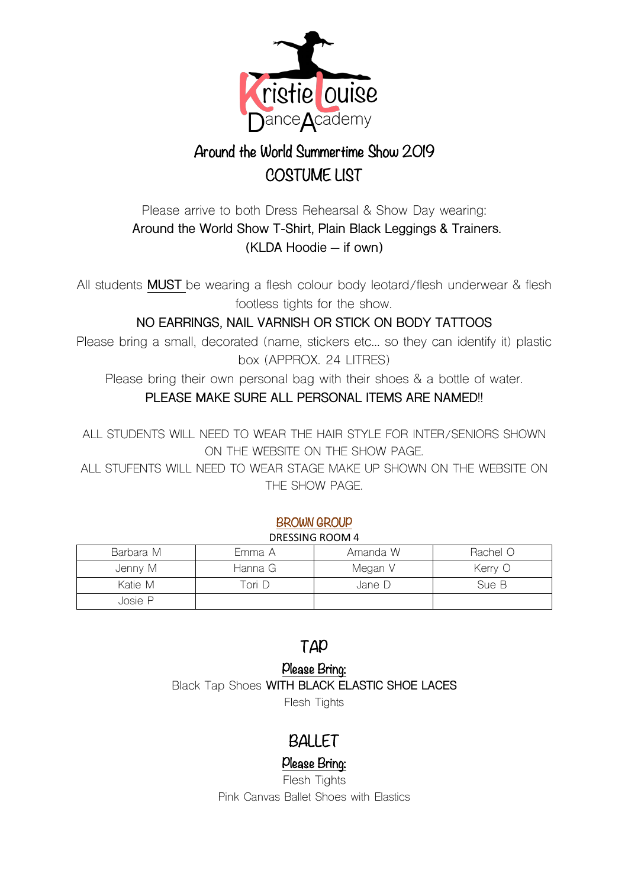Kristie Louise
Dance Academy

# Around the World Summertime Show 2019

## COSTUME LIST

Please arrive to both Dress Rehearsal & Show Day wearing:
**Around the World Show T-Shirt, Plain Black Leggings & Trainers.**
**(KLDA Hoodie – if own)**

All students **MUST** be wearing a flesh colour body leotard/flesh underwear & flesh footless tights for the show.

**NO EARRINGS, NAIL VARNISH OR STICK ON BODY TATTOOS**

Please bring a small, decorated (name, stickers etc… so they can identify it) plastic box (APPROX. 24 LITRES)

Please bring their own personal bag with their shoes & a bottle of water.

**PLEASE MAKE SURE ALL PERSONAL ITEMS ARE NAMED!!**

ALL STUDENTS WILL NEED TO WEAR THE HAIR STYLE FOR INTER/SENIORS SHOWN ON THE WEBSITE ON THE SHOW PAGE.

ALL STUFENTS WILL NEED TO WEAR STAGE MAKE UP SHOWN ON THE WEBSITE ON THE SHOW PAGE.

### BROWN GROUP

DRESSING ROOM 4

| | | | |
|---|---|---|---|
| Barbara M | Emma A | Amanda W | Rachel O |
| Jenny M | Hanna G | Megan V | Kerry O |
| Katie M | Tori D | Jane D | Sue B |
| Josie P | | | |

## TAP

**Please Bring:**

Black Tap Shoes **WITH BLACK ELASTIC SHOE LACES**

Flesh Tights

## BALLET

**Please Bring:**

Flesh Tights

Pink Canvas Ballet Shoes with Elastics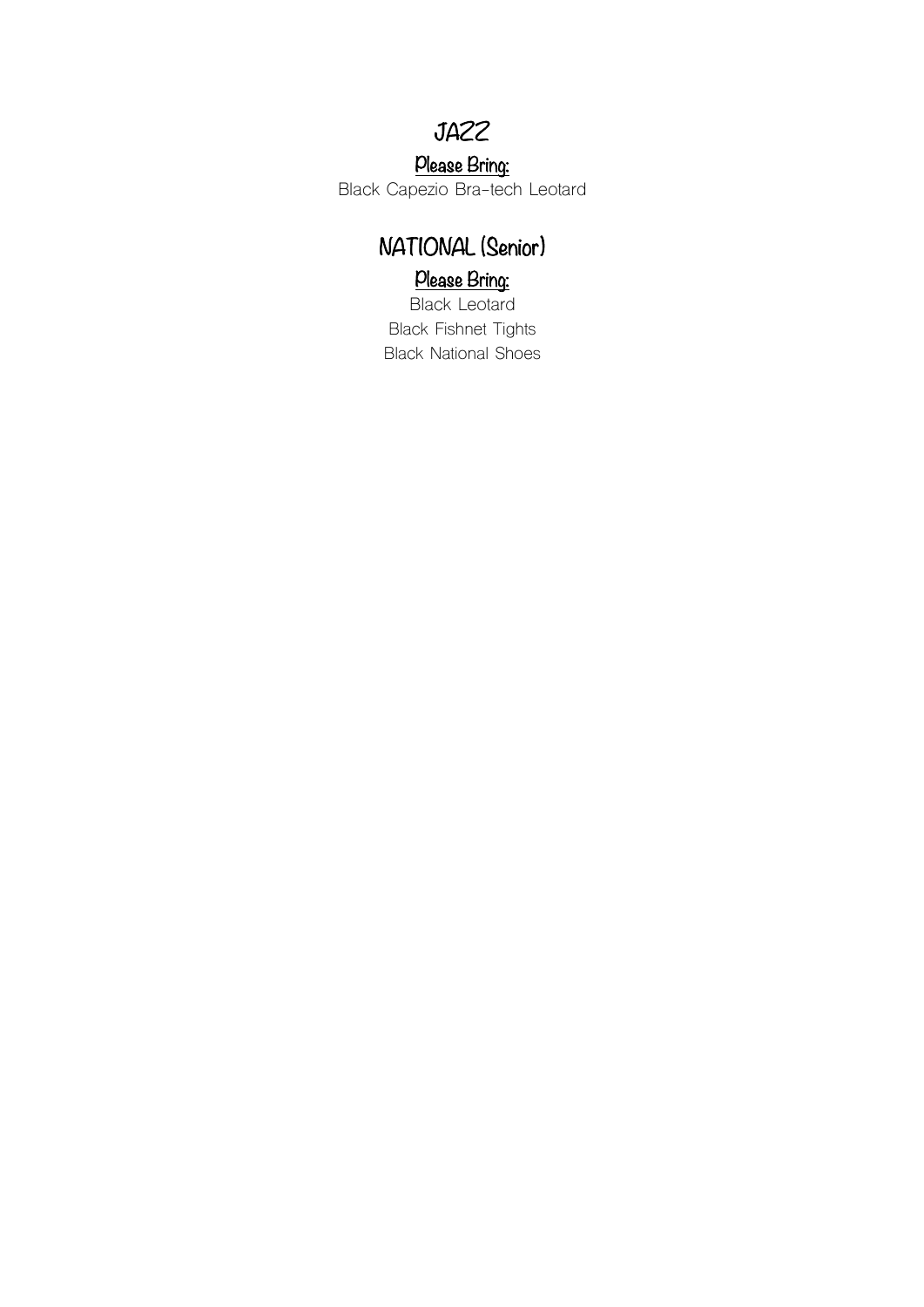## JAZZ

**Please Bring:**

Black Capezio Bra-tech Leotard

## NATIONAL (Senior)

**Please Bring:**

Black Leotard

Black Fishnet Tights

Black National Shoes